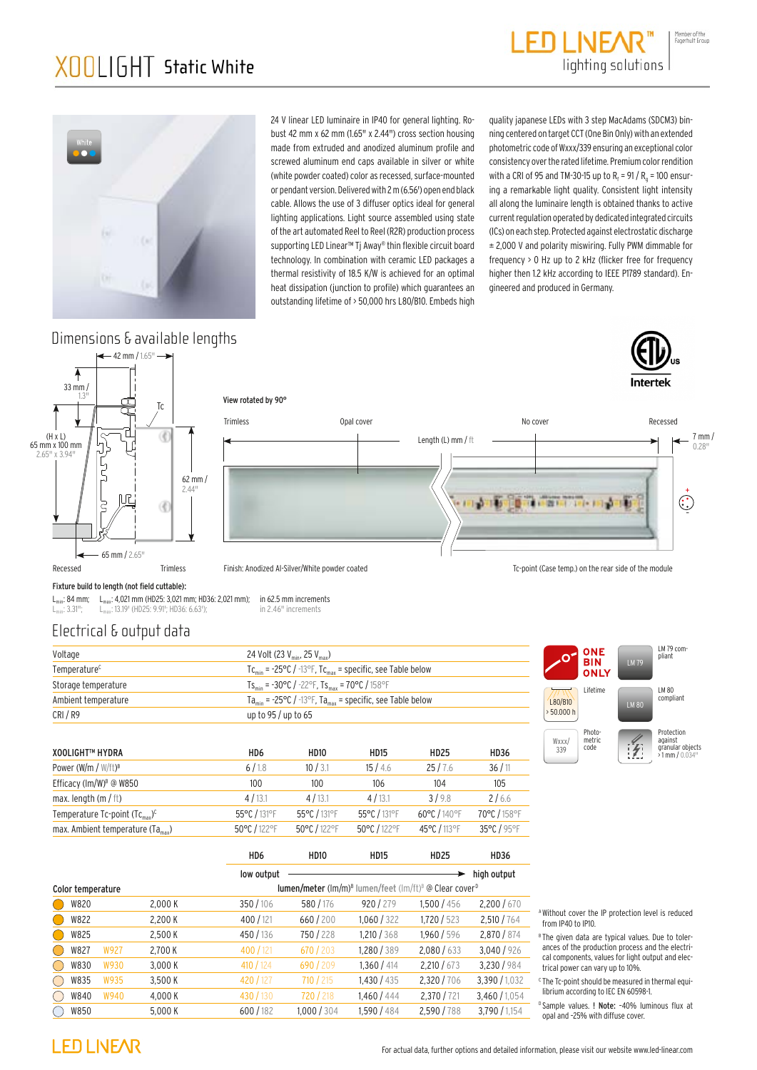# XOOLIGHT Static White

LED LINEAR™ lighting solutions

Member of the Fagerhult Group

White

24 V linear LED luminaire in IP40 for general lighting. Robust 42 mm x 62 mm (1.65" x 2.44") cross section housing made from extruded and anodized aluminum profile and screwed aluminum end caps available in silver or white (white powder coated) color as recessed, surface-mounted or pendant version. Delivered with 2 m (6.56') open end black cable. Allows the use of 3 diffuser optics ideal for general lighting applications. Light source assembled using state of the art automated Reel to Reel (R2R) production process supporting LED Linear™ Tj Away® thin flexible circuit board technology. In combination with ceramic LED packages a thermal resistivity of 18.5 K/W is achieved for an optimal heat dissipation (junction to profile) which guarantees an outstanding lifetime of > 50,000 hrs L80/B10. Embeds high quality japanese LEDs with 3 step MacAdams (SDCM3) binning centered on target CCT (One Bin Only) with an extended photometric code of Wxxx/339 ensuring an exceptional color consistency over the rated lifetime. Premium color rendition with a CRI of 95 and TM-30-15 up to $R_f$ = 91 / $R_g$ = 100 ensuring a remarkable light quality. Consistent light intensity all along the luminaire length is obtained thanks to active current regulation operated by dedicated integrated circuits (ICs) on each step. Protected against electrostatic discharge ± 2,000 V and polarity miswiring. Fully PWM dimmable for frequency > 0 Hz up to 2 kHz (flicker free for frequency higher then 1.2 kHz according to IEEE P1789 standard). Engineered and produced in Germany.

## Dimensions & available lengths

42 mm / 1.65" — 33 mm / 1.3" — (H x L) 65 mm x 100 mm / 2.65" x 3.94" — Tc — 62 mm / 2.44" — 65 mm / 2.65"

Recessed — Trimless

View rotated by 90°

Trimless — Opal cover — Length (L) mm / ft — No cover — Recessed — 7 mm / 0.28"

Finish: Anodized Al-Silver/White powder coated

Tc-point (Case temp.) on the rear side of the module

Intertek

**Fixture build to length (not field cuttable):**

$L_{min}$: 84 mm; $L_{max}$: 4,021 mm (HD25: 3,021 mm; HD36: 2,021 mm); in 62.5 mm increments
$L_{min}$: 3.31"; $L_{max}$: 13.19' (HD25: 9.91'; HD36: 6.63'); in 2.46" increments

## Electrical & output data

| | |
|---|---|
| Voltage | 24 Volt (23 $V_{min}$, 25 $V_{max}$) |
| Temperature[C] | $Tc_{min}$ = -25°C / -13°F, $Tc_{max}$ = specific, see Table below |
| Storage temperature | $Ts_{min}$ = -30°C / -22°F, $Ts_{max}$ = 70°C / 158°F |
| Ambient temperature | $Ta_{min}$ = -25°C / -13°F, $Ta_{max}$ = specific, see Table below |
| CRI / R9 | up to 95 / up to 65 |

ONE BIN ONLY — LM 79 compliant — L80/B10 > 50.000 h Lifetime — LM 80 compliant — Wxxx/339 Photometric code — Protection against granular objects > 1 mm / 0.034"

| XOOLIGHT™ HYDRA | HD6 | HD10 | HD15 | HD25 | HD36 |
|---|---|---|---|---|---|
| Power (W/m / W/ft)[B] | 6 / 1.8 | 10 / 3.1 | 15 / 4.6 | 25 / 7.6 | 36 / 11 |
| Efficacy (lm/W)[B] @ W850 | 100 | 100 | 106 | 104 | 105 |
| max. length (m / ft) | 4 / 13.1 | 4 / 13.1 | 4 / 13.1 | 3 / 9.8 | 2 / 6.6 |
| Temperature Tc-point ($Tc_{max}$)[C] | 55°C / 131°F | 55°C / 131°F | 55°C / 131°F | 60°C / 140°F | 70°C / 158°F |
| max. Ambient temperature ($Ta_{max}$) | 50°C / 122°F | 50°C / 122°F | 50°C / 122°F | 45°C / 113°F | 35°C / 95°F |

| | | | HD6 | HD10 | HD15 | HD25 | HD36 |
|---|---|---|---|---|---|---|---|
| | | | low output → | | | | high output |
| Color temperature | | | lumen/meter (lm/m)[B] lumen/feet (lm/ft)[B] @ Clear cover[D] | | | | |
| W820 | | 2,000 K | 350 / 106 | 580 / 176 | 920 / 279 | 1,500 / 456 | 2,200 / 670 |
| W822 | | 2,200 K | 400 / 121 | 660 / 200 | 1,060 / 322 | 1,720 / 523 | 2,510 / 764 |
| W825 | | 2,500 K | 450 / 136 | 750 / 228 | 1,210 / 368 | 1,960 / 596 | 2,870 / 874 |
| W827 | W927 | 2,700 K | 400 / 121 | 670 / 203 | 1,280 / 389 | 2,080 / 633 | 3,040 / 926 |
| W830 | W930 | 3,000 K | 410 / 124 | 690 / 209 | 1,360 / 414 | 2,210 / 673 | 3,230 / 984 |
| W835 | W935 | 3,500 K | 420 / 127 | 710 / 215 | 1,430 / 435 | 2,320 / 706 | 3,390 / 1,032 |
| W840 | W940 | 4,000 K | 430 / 130 | 720 / 218 | 1,460 / 444 | 2,370 / 721 | 3,460 / 1,054 |
| W850 | | 5,000 K | 600 / 182 | 1,000 / 304 | 1,590 / 484 | 2,590 / 788 | 3,790 / 1,154 |

[A] Without cover the IP protection level is reduced from IP40 to IP10.

[B] The given data are typical values. Due to tolerances of the production process and the electrical components, values for light output and electrical power can vary up to 10%.

[C] The Tc-point should be measured in thermal equilibrium according to IEC EN 60598-1.

[D] Sample values. ! **Note:** -40% luminous flux at opal and -25% with diffuse cover.

LED LINEAR

For actual data, further options and detailed information, please visit our website www.led-linear.com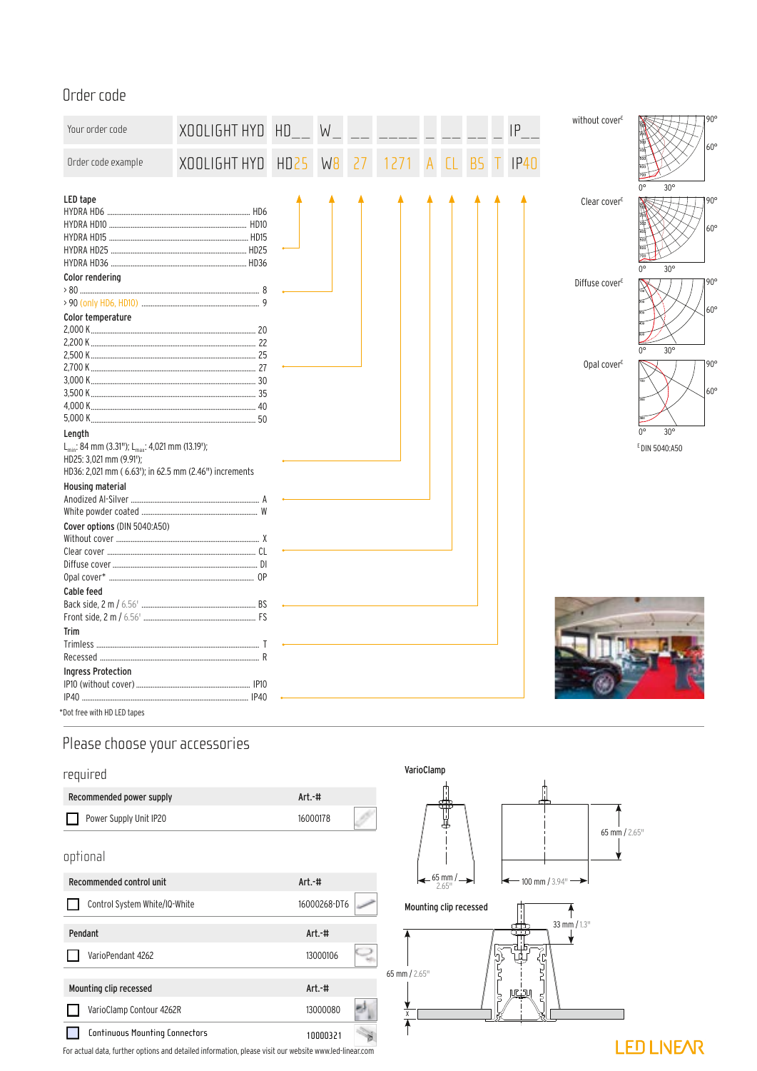# Order code

| Your order code | XOOLIGHT HYD | HD__ | W_ | __ | ____ | _ | __ | __ | _ | IP__ |
|---|---|---|---|---|---|---|---|---|---|---|
| Order code example | XOOLIGHT HYD | HD25 | W8 | 27 | 1271 | A | CL | BS | T | IP40 |

**LED tape**
- HYDRA HD6 ........ HD6
- HYDRA HD10 ........ HD10
- HYDRA HD15 ........ HD15
- HYDRA HD25 ........ HD25
- HYDRA HD36 ........ HD36

**Color rendering**
- > 80 ........ 8
- > 90 (only HD6, HD10) ........ 9

**Color temperature**
- 2,000 K ........ 20
- 2,200 K ........ 22
- 2,500 K ........ 25
- 2,700 K ........ 27
- 3,000 K ........ 30
- 3,500 K ........ 35
- 4,000 K ........ 40
- 5,000 K ........ 50

**Length**

$L_{min}$: 84 mm (3.31"); $L_{max}$: 4,021 mm (13.19');
HD25: 3,021 mm (9.91');
HD36: 2,021 mm ( 6.63'); in 62.5 mm (2.46") increments

**Housing material**
- Anodized Al-Silver ........ A
- White powder coated ........ W

**Cover options** (DIN 5040:A50)
- Without cover ........ X
- Clear cover ........ CL
- Diffuse cover ........ DI
- Opal cover* ........ OP

**Cable feed**
- Back side, 2 m / 6.56' ........ BS
- Front side, 2 m / 6.56' ........ FS

**Trim**
- Trimless ........ T
- Recessed ........ R

**Ingress Protection**
- IP10 (without cover) ........ IP10
- IP40 ........ IP40

*Dot free with HD LED tapes

without cover[E]

Clear cover[E]

Diffuse cover[E]

Opal cover[E]

[E] DIN 5040:A50

# Please choose your accessories

## required

| Recommended power supply | Art.-# |
|---|---|
| ☐ Power Supply Unit IP20 | 16000178 |

## optional

| Recommended control unit | Art.-# |
|---|---|
| ☐ Control System White/IQ-White | 16000268-DT6 |

| Pendant | Art.-# |
|---|---|
| ☐ VarioPendant 4262 | 13000106 |

| Mounting clip recessed | Art.-# |
|---|---|
| ☐ VarioClamp Contour 4262R | 13000080 |
| ☐ Continuous Mounting Connectors | 10000321 |

**VarioClamp**

65 mm / 2.65" — 100 mm / 3.94" — 65 mm / 2.65"

**Mounting clip recessed**

33 mm / 1.3" — 65 mm / 2.65" — X

For actual data, further options and detailed information, please visit our website www.led-linear.com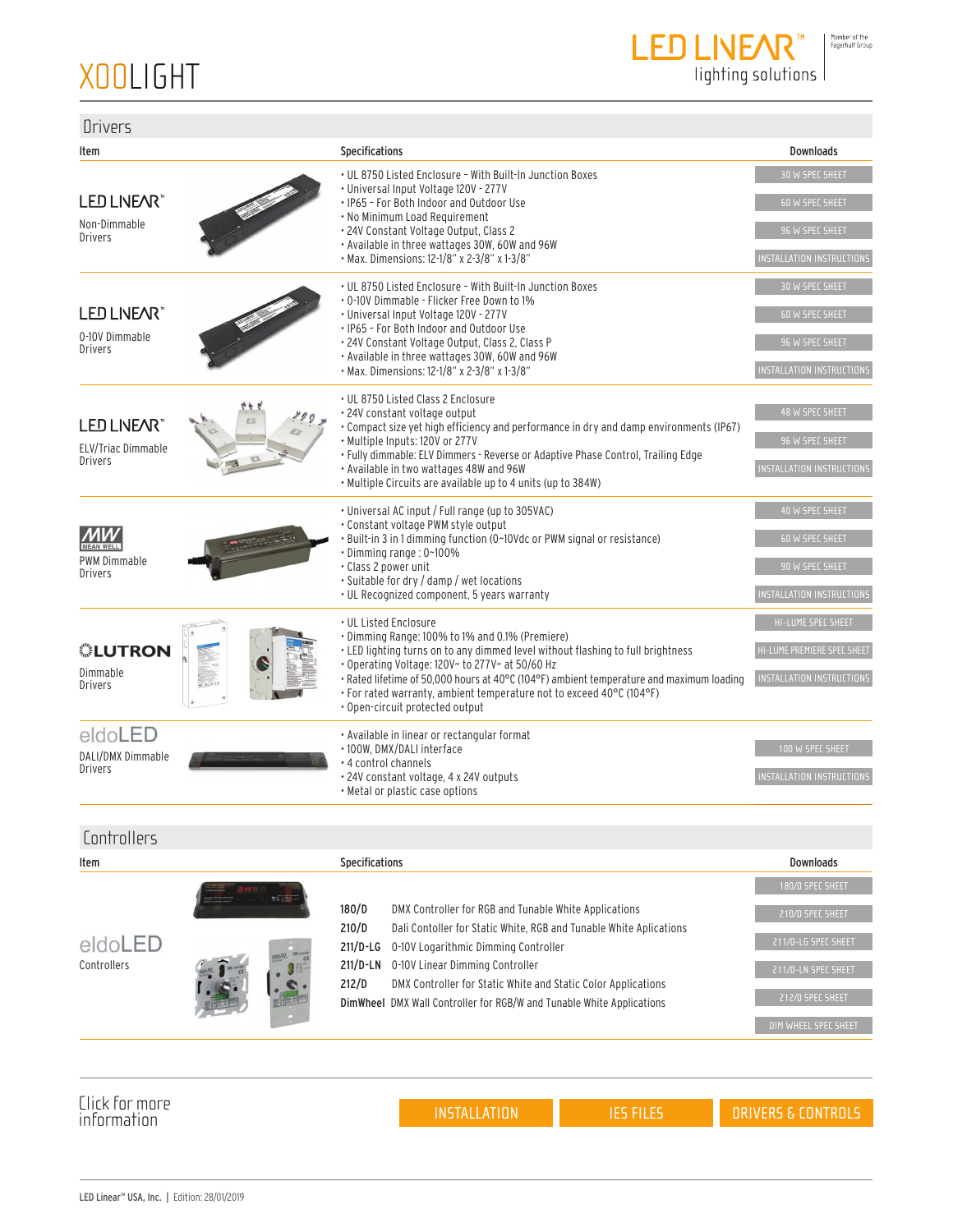# XOOLIGHT

LED LINEAR™ lighting solutions | Member of the Fagerhult Group

## Drivers

| Item | Specifications | Downloads |
|---|---|---|
| LED LINEAR™ Non-Dimmable Drivers | • UL 8750 Listed Enclosure - With Built-In Junction Boxes<br>• Universal Input Voltage 120V - 277V<br>• IP65 - For Both Indoor and Outdoor Use<br>• No Minimum Load Requirement<br>• 24V Constant Voltage Output, Class 2<br>• Available in three wattages 30W, 60W and 96W<br>• Max. Dimensions: 12-1/8" x 2-3/8" x 1-3/8" | 30 W SPEC SHEET<br>60 W SPEC SHEET<br>96 W SPEC SHEET<br>INSTALLATION INSTRUCTIONS |
| LED LINEAR™ 0-10V Dimmable Drivers | • UL 8750 Listed Enclosure - With Built-In Junction Boxes<br>• 0-10V Dimmable - Flicker Free Down to 1%<br>• Universal Input Voltage 120V - 277V<br>• IP65 - For Both Indoor and Outdoor Use<br>• 24V Constant Voltage Output, Class 2, Class P<br>• Available in three wattages 30W, 60W and 96W<br>• Max. Dimensions: 12-1/8" x 2-3/8" x 1-3/8" | 30 W SPEC SHEET<br>60 W SPEC SHEET<br>96 W SPEC SHEET<br>INSTALLATION INSTRUCTIONS |
| LED LINEAR™ ELV/Triac Dimmable Drivers | • UL 8750 Listed Class 2 Enclosure<br>• 24V constant voltage output<br>• Compact size yet high efficiency and performance in dry and damp environments (IP67)<br>• Multiple Inputs: 120V or 277V<br>• Fully dimmable: ELV Dimmers - Reverse or Adaptive Phase Control, Trailing Edge<br>• Available in two wattages 48W and 96W<br>• Multiple Circuits are available up to 4 units (up to 384W) | 48 W SPEC SHEET<br>96 W SPEC SHEET<br>INSTALLATION INSTRUCTIONS |
| MEAN WELL PWM Dimmable Drivers | • Universal AC input / Full range (up to 305VAC)<br>• Constant voltage PWM style output<br>• Built-in 3 in 1 dimming function (0~10Vdc or PWM signal or resistance)<br>• Dimming range : 0~100%<br>• Class 2 power unit<br>• Suitable for dry / damp / wet locations<br>• UL Recognized component, 5 years warranty | 40 W SPEC SHEET<br>60 W SPEC SHEET<br>90 W SPEC SHEET<br>INSTALLATION INSTRUCTIONS |
| LUTRON Dimmable Drivers | • UL Listed Enclosure<br>• Dimming Range: 100% to 1% and 0.1% (Premiere)<br>• LED lighting turns on to any dimmed level without flashing to full brightness<br>• Operating Voltage: 120V~ to 277V~ at 50/60 Hz<br>• Rated lifetime of 50,000 hours at 40°C (104°F) ambient temperature and maximum loading<br>• For rated warranty, ambient temperature not to exceed 40°C (104°F)<br>• Open-circuit protected output | HI-LUME SPEC SHEET<br>HI-LUME PREMIERE SPEC SHEET<br>INSTALLATION INSTRUCTIONS |
| eldoLED DALI/DMX Dimmable Drivers | • Available in linear or rectangular format<br>• 100W, DMX/DALI interface<br>• 4 control channels<br>• 24V constant voltage, 4 x 24V outputs<br>• Metal or plastic case options | 100 W SPEC SHEET<br>INSTALLATION INSTRUCTIONS |

## Controllers

| Item | Specifications | | Downloads |
|---|---|---|---|
| eldoLED Controllers | 180/D | DMX Controller for RGB and Tunable White Applications | 180/D SPEC SHEET |
| | 210/D | Dali Contoller for Static White, RGB and Tunable White Aplications | 210/D SPEC SHEET |
| | 211/D-LG | 0-10V Logarithmic Dimming Controller | 211/D-LG SPEC SHEET |
| | 211/D-LN | 0-10V Linear Dimming Controller | 211/D-LN SPEC SHEET |
| | 212/D | DMX Controller for Static White and Static Color Applications | 212/D SPEC SHEET |
| | DimWheel | DMX Wall Controller for RGB/W and Tunable White Applications | DIM WHEEL SPEC SHEET |

Click for more information

INSTALLATION | IES FILES | DRIVERS & CONTROLS

LED Linear™ USA, Inc. | Edition: 28/01/2019